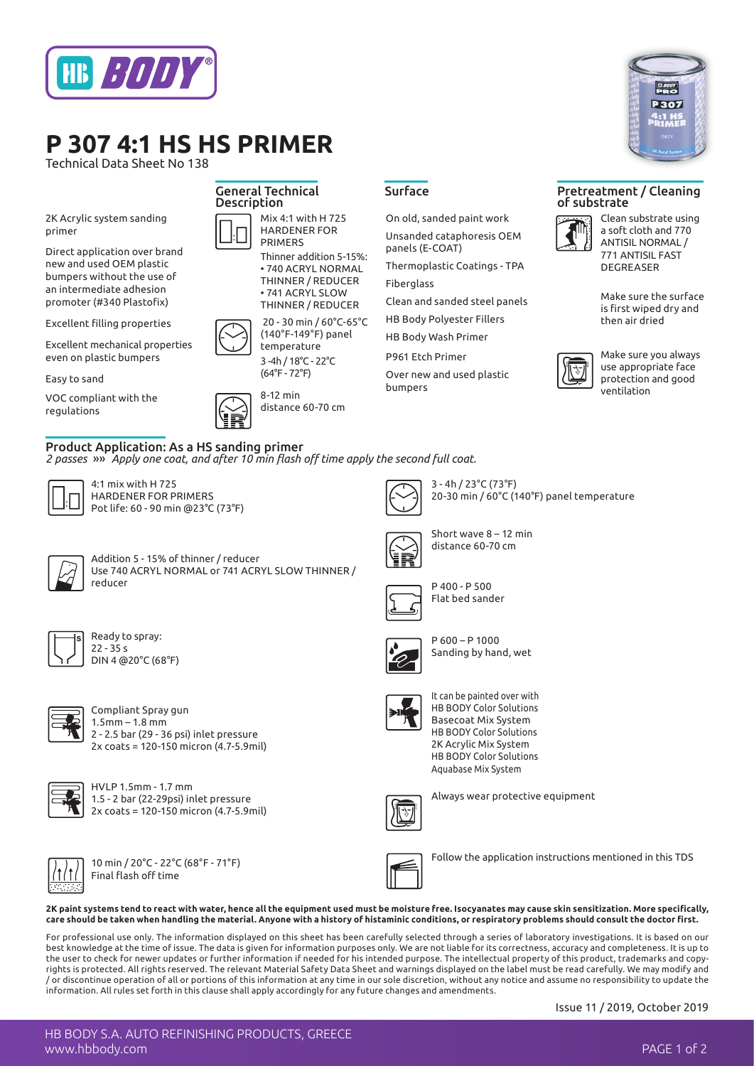# P 307 4:1 HS HS PRIMER

Technical Data Sheet No 138

2K Acrylic system sanding primer

Direct application over brand new and used OEM plastic bumpers without the use of an intermediate adhesion promoter (#340 Plastofix)

Excellent filling properties

Excellent mechanical properties even on plastic bumpers

Easy to sand

VOC compliant with the regulations

## General Technical Description

Mix 4:1 with H 725 HARDENER FOR PRIMERS

Thinner addition 5-15%:
- 740 ACRYL NORMAL THINNER / REDUCER
- 741 ACRYL SLOW THINNER / REDUCER

20 - 30 min / 60°C-65°C (140°F-149°F) panel temperature

3 -4h / 18°C - 22°C (64°F - 72°F)

8-12 min distance 60-70 cm

## Surface

On old, sanded paint work

Unsanded cataphoresis OEM panels (E-COAT)

Thermoplastic Coatings - TPA

Fiberglass

Clean and sanded steel panels

HB Body Polyester Fillers

HB Body Wash Primer

P961 Etch Primer

Over new and used plastic bumpers

## Pretreatment / Cleaning of substrate

Clean substrate using a soft cloth and 770 ANTISIL NORMAL / 771 ANTISIL FAST DEGREASER

Make sure the surface is first wiped dry and then air dried

Make sure you always use appropriate face protection and good ventilation

## Product Application: As a HS sanding primer

*2 passes »» Apply one coat, and after 10 min flash off time apply the second full coat.*

4:1 mix with H 725 HARDENER FOR PRIMERS
Pot life: 60 - 90 min @23°C (73°F)

Addition 5 - 15% of thinner / reducer
Use 740 ACRYL NORMAL or 741 ACRYL SLOW THINNER / reducer

Ready to spray:
22 - 35 s
DIN 4 @20°C (68°F)

Compliant Spray gun
1.5mm – 1.8 mm
2 - 2.5 bar (29 - 36 psi) inlet pressure
2x coats = 120-150 micron (4.7-5.9mil)

HVLP 1.5mm - 1.7 mm
1.5 - 2 bar (22-29psi) inlet pressure
2x coats = 120-150 micron (4.7-5.9mil)

10 min / 20°C - 22°C (68°F - 71°F)
Final flash off time

3 - 4h / 23°C (73°F)
20-30 min / 60°C (140°F) panel temperature

Short wave 8 – 12 min
distance 60-70 cm

P 400 - P 500
Flat bed sander

P 600 – P 1000
Sanding by hand, wet

It can be painted over with
HB BODY Color Solutions Basecoat Mix System
HB BODY Color Solutions 2K Acrylic Mix System
HB BODY Color Solutions Aquabase Mix System

Always wear protective equipment

Follow the application instructions mentioned in this TDS

**2K paint systems tend to react with water, hence all the equipment used must be moisture free. Isocyanates may cause skin sensitization. More specifically, care should be taken when handling the material. Anyone with a history of histaminic conditions, or respiratory problems should consult the doctor first.**

For professional use only. The information displayed on this sheet has been carefully selected through a series of laboratory investigations. It is based on our best knowledge at the time of issue. The data is given for information purposes only. We are not liable for its correctness, accuracy and completeness. It is up to the user to check for newer updates or further information if needed for his intended purpose. The intellectual property of this product, trademarks and copyrights is protected. All rights reserved. The relevant Material Safety Data Sheet and warnings displayed on the label must be read carefully. We may modify and / or discontinue operation of all or portions of this information at any time in our sole discretion, without any notice and assume no responsibility to update the information. All rules set forth in this clause shall apply accordingly for any future changes and amendments.

Issue 11 / 2019, October 2019

HB BODY S.A. AUTO REFINISHING PRODUCTS, GREECE
www.hbbody.com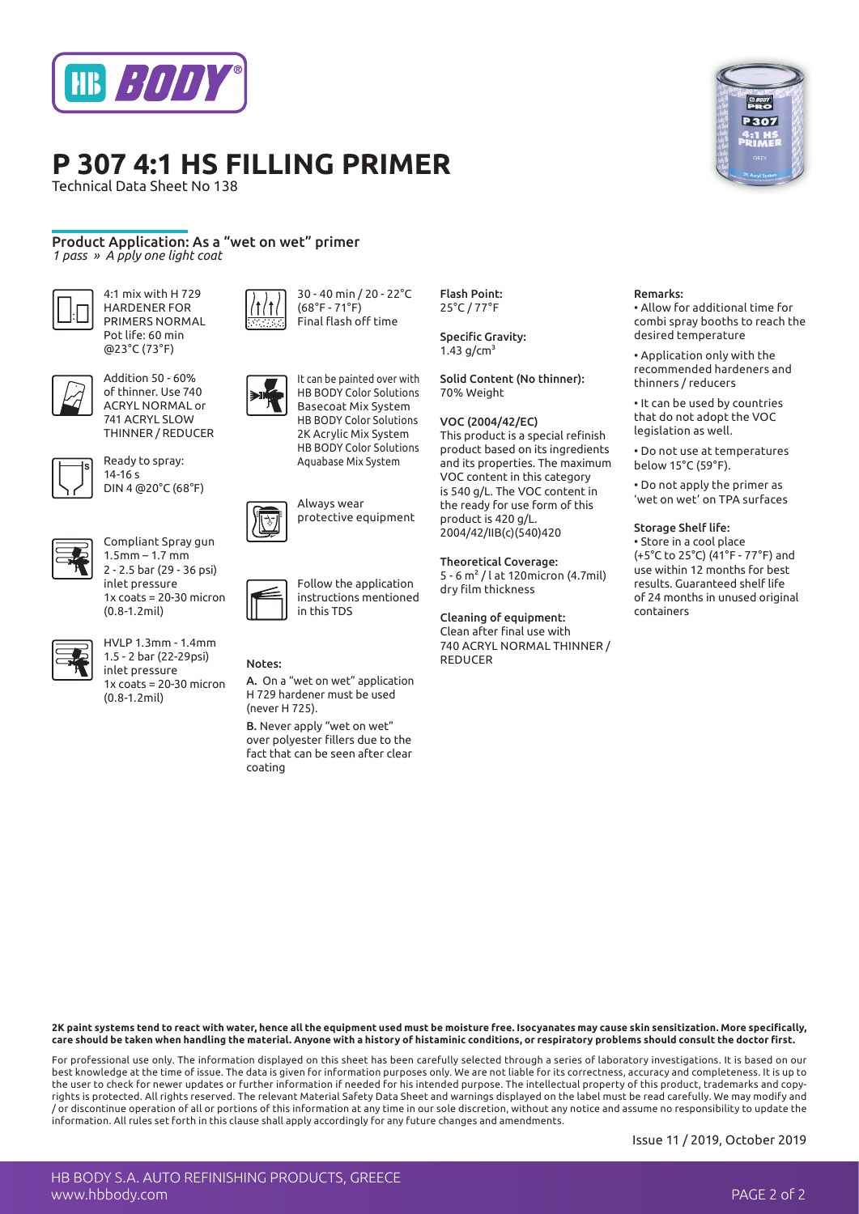# P 307 4:1 HS FILLING PRIMER

Technical Data Sheet No 138

## Product Application: As a "wet on wet" primer

*1 pass » A pply one light coat*

4:1 mix with H 729 HARDENER FOR PRIMERS NORMAL
Pot life: 60 min @23°C (73°F)

Addition 50 - 60% of thinner. Use 740 ACRYL NORMAL or 741 ACRYL SLOW THINNER / REDUCER

Ready to spray: 14-16 s
DIN 4 @20°C (68°F)

Compliant Spray gun 1.5mm – 1.7 mm
2 - 2.5 bar (29 - 36 psi) inlet pressure
1x coats = 20-30 micron (0.8-1.2mil)

HVLP 1.3mm - 1.4mm
1.5 - 2 bar (22-29psi) inlet pressure
1x coats = 20-30 micron (0.8-1.2mil)

30 - 40 min / 20 - 22°C (68°F - 71°F)
Final flash off time

It can be painted over with
HB BODY Color Solutions Basecoat Mix System
HB BODY Color Solutions 2K Acrylic Mix System
HB BODY Color Solutions Aquabase Mix System

Always wear protective equipment

Follow the application instructions mentioned in this TDS

**Notes:**

**A.** On a "wet on wet" application H 729 hardener must be used (never H 725).

**B.** Never apply "wet on wet" over polyester fillers due to the fact that can be seen after clear coating

**Flash Point:**
25°C / 77°F

**Specific Gravity:**
1.43 g/cm$^3$

**Solid Content (No thinner):**
70% Weight

**VOC (2004/42/EC)**
This product is a special refinish product based on its ingredients and its properties. The maximum VOC content in this category is 540 g/L. The VOC content in the ready for use form of this product is 420 g/L.
2004/42/IIB(c)(540)420

**Theoretical Coverage:**
5 - 6 m$^2$ / l at 120micron (4.7mil) dry film thickness

**Cleaning of equipment:**
Clean after final use with 740 ACRYL NORMAL THINNER / REDUCER

**Remarks:**

- Allow for additional time for combi spray booths to reach the desired temperature
- Application only with the recommended hardeners and thinners / reducers
- It can be used by countries that do not adopt the VOC legislation as well.
- Do not use at temperatures below 15°C (59°F).
- Do not apply the primer as 'wet on wet' on TPA surfaces

**Storage Shelf life:**

- Store in a cool place (+5°C to 25°C) (41°F - 77°F) and use within 12 months for best results. Guaranteed shelf life of 24 months in unused original containers

**2K paint systems tend to react with water, hence all the equipment used must be moisture free. Isocyanates may cause skin sensitization. More specifically, care should be taken when handling the material. Anyone with a history of histaminic conditions, or respiratory problems should consult the doctor first.**

For professional use only. The information displayed on this sheet has been carefully selected through a series of laboratory investigations. It is based on our best knowledge at the time of issue. The data is given for information purposes only. We are not liable for its correctness, accuracy and completeness. It is up to the user to check for newer updates or further information if needed for his intended purpose. The intellectual property of this product, trademarks and copyrights is protected. All rights reserved. The relevant Material Safety Data Sheet and warnings displayed on the label must be read carefully. We may modify and / or discontinue operation of all or portions of this information at any time in our sole discretion, without any notice and assume no responsibility to update the information. All rules set forth in this clause shall apply accordingly for any future changes and amendments.

Issue 11 / 2019, October 2019

HB BODY S.A. AUTO REFINISHING PRODUCTS, GREECE
www.hbbody.com